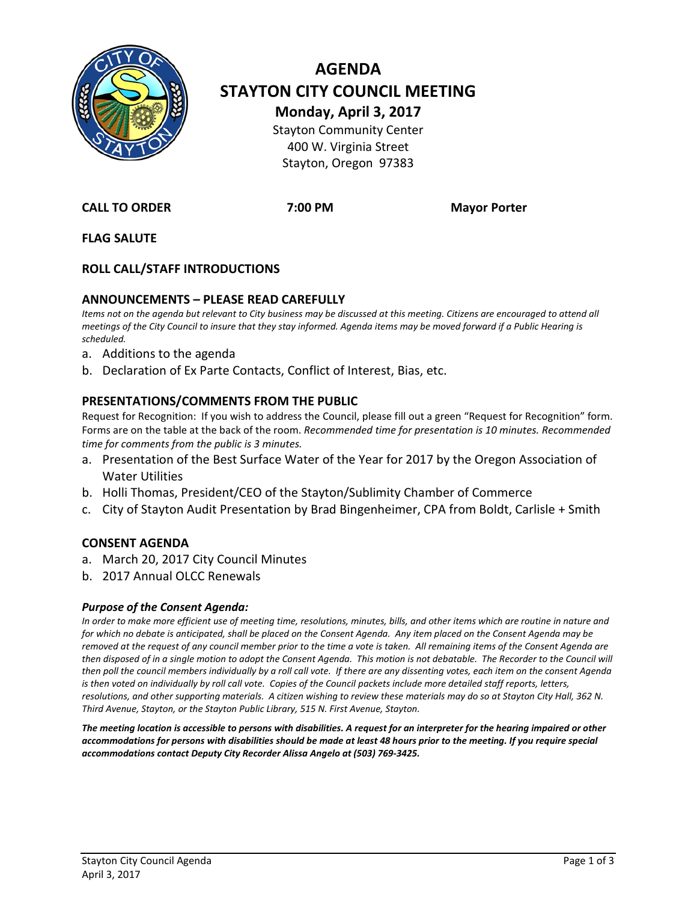# AGENDA
# STAYTON CITY COUNCIL MEETING

**Monday, April 3, 2017**

Stayton Community Center
400 W. Virginia Street
Stayton, Oregon 97383

**CALL TO ORDER** **7:00 PM** **Mayor Porter**

**FLAG SALUTE**

**ROLL CALL/STAFF INTRODUCTIONS**

## ANNOUNCEMENTS – PLEASE READ CAREFULLY

*Items not on the agenda but relevant to City business may be discussed at this meeting. Citizens are encouraged to attend all meetings of the City Council to insure that they stay informed. Agenda items may be moved forward if a Public Hearing is scheduled.*

a. Additions to the agenda
b. Declaration of Ex Parte Contacts, Conflict of Interest, Bias, etc.

## PRESENTATIONS/COMMENTS FROM THE PUBLIC

Request for Recognition: If you wish to address the Council, please fill out a green "Request for Recognition" form. Forms are on the table at the back of the room. *Recommended time for presentation is 10 minutes. Recommended time for comments from the public is 3 minutes.*

a. Presentation of the Best Surface Water of the Year for 2017 by the Oregon Association of Water Utilities
b. Holli Thomas, President/CEO of the Stayton/Sublimity Chamber of Commerce
c. City of Stayton Audit Presentation by Brad Bingenheimer, CPA from Boldt, Carlisle + Smith

## CONSENT AGENDA

a. March 20, 2017 City Council Minutes
b. 2017 Annual OLCC Renewals

### *Purpose of the Consent Agenda:*

*In order to make more efficient use of meeting time, resolutions, minutes, bills, and other items which are routine in nature and for which no debate is anticipated, shall be placed on the Consent Agenda. Any item placed on the Consent Agenda may be removed at the request of any council member prior to the time a vote is taken. All remaining items of the Consent Agenda are then disposed of in a single motion to adopt the Consent Agenda. This motion is not debatable. The Recorder to the Council will then poll the council members individually by a roll call vote. If there are any dissenting votes, each item on the consent Agenda is then voted on individually by roll call vote. Copies of the Council packets include more detailed staff reports, letters, resolutions, and other supporting materials. A citizen wishing to review these materials may do so at Stayton City Hall, 362 N. Third Avenue, Stayton, or the Stayton Public Library, 515 N. First Avenue, Stayton.*

***The meeting location is accessible to persons with disabilities. A request for an interpreter for the hearing impaired or other accommodations for persons with disabilities should be made at least 48 hours prior to the meeting. If you require special accommodations contact Deputy City Recorder Alissa Angelo at (503) 769-3425.***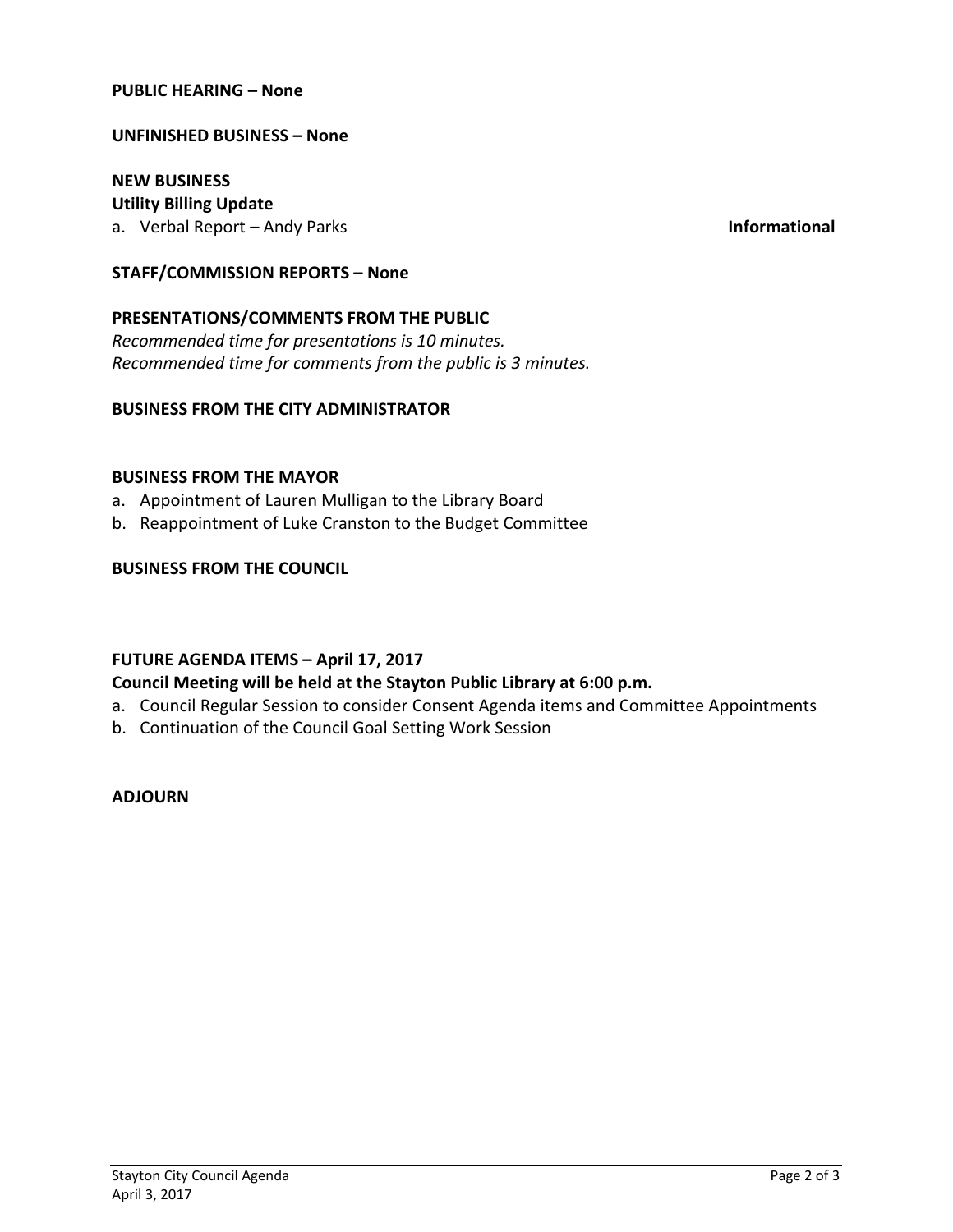**PUBLIC HEARING – None**

**UNFINISHED BUSINESS – None**

**NEW BUSINESS**

**Utility Billing Update**

a. Verbal Report – Andy Parks **Informational**

**STAFF/COMMISSION REPORTS – None**

**PRESENTATIONS/COMMENTS FROM THE PUBLIC**

*Recommended time for presentations is 10 minutes.*
*Recommended time for comments from the public is 3 minutes.*

**BUSINESS FROM THE CITY ADMINISTRATOR**

**BUSINESS FROM THE MAYOR**

a. Appointment of Lauren Mulligan to the Library Board
b. Reappointment of Luke Cranston to the Budget Committee

**BUSINESS FROM THE COUNCIL**

**FUTURE AGENDA ITEMS – April 17, 2017**

**Council Meeting will be held at the Stayton Public Library at 6:00 p.m.**

a. Council Regular Session to consider Consent Agenda items and Committee Appointments
b. Continuation of the Council Goal Setting Work Session

**ADJOURN**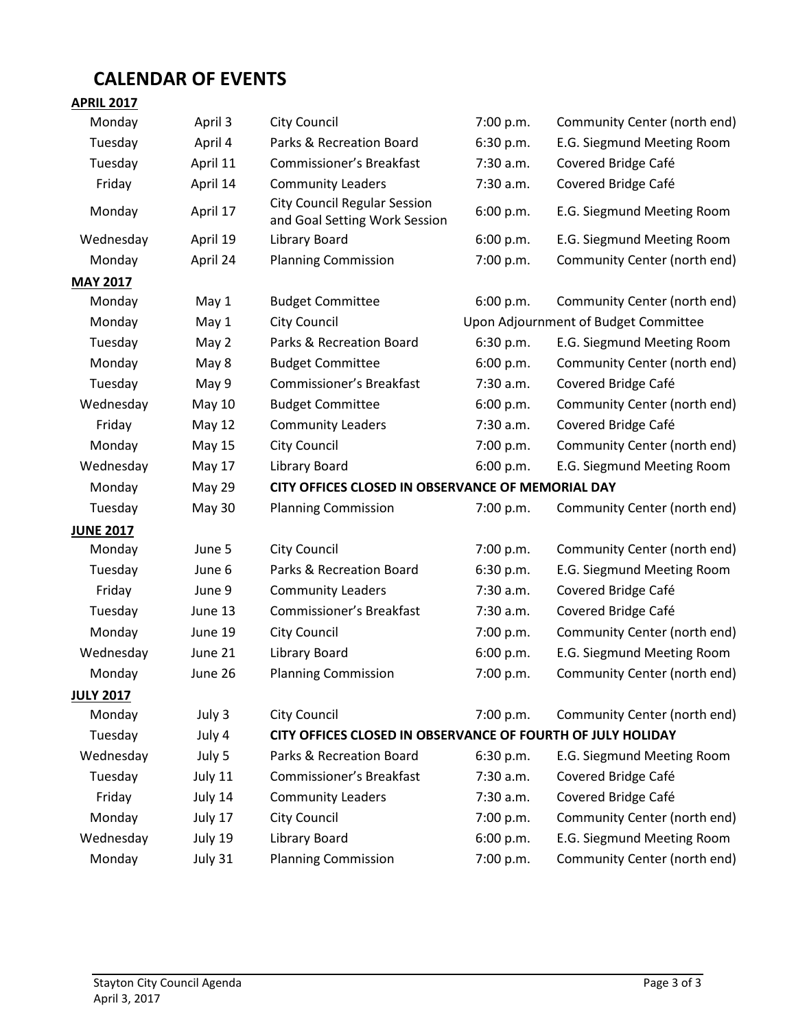# CALENDAR OF EVENTS

**APRIL 2017**

| | | | | |
|---|---|---|---|---|
| Monday | April 3 | City Council | 7:00 p.m. | Community Center (north end) |
| Tuesday | April 4 | Parks & Recreation Board | 6:30 p.m. | E.G. Siegmund Meeting Room |
| Tuesday | April 11 | Commissioner's Breakfast | 7:30 a.m. | Covered Bridge Café |
| Friday | April 14 | Community Leaders | 7:30 a.m. | Covered Bridge Café |
| Monday | April 17 | City Council Regular Session and Goal Setting Work Session | 6:00 p.m. | E.G. Siegmund Meeting Room |
| Wednesday | April 19 | Library Board | 6:00 p.m. | E.G. Siegmund Meeting Room |
| Monday | April 24 | Planning Commission | 7:00 p.m. | Community Center (north end) |

**MAY 2017**

| | | | | |
|---|---|---|---|---|
| Monday | May 1 | Budget Committee | 6:00 p.m. | Community Center (north end) |
| Monday | May 1 | City Council | Upon Adjournment of Budget Committee | |
| Tuesday | May 2 | Parks & Recreation Board | 6:30 p.m. | E.G. Siegmund Meeting Room |
| Monday | May 8 | Budget Committee | 6:00 p.m. | Community Center (north end) |
| Tuesday | May 9 | Commissioner's Breakfast | 7:30 a.m. | Covered Bridge Café |
| Wednesday | May 10 | Budget Committee | 6:00 p.m. | Community Center (north end) |
| Friday | May 12 | Community Leaders | 7:30 a.m. | Covered Bridge Café |
| Monday | May 15 | City Council | 7:00 p.m. | Community Center (north end) |
| Wednesday | May 17 | Library Board | 6:00 p.m. | E.G. Siegmund Meeting Room |
| Monday | May 29 | **CITY OFFICES CLOSED IN OBSERVANCE OF MEMORIAL DAY** | | |
| Tuesday | May 30 | Planning Commission | 7:00 p.m. | Community Center (north end) |

**JUNE 2017**

| | | | | |
|---|---|---|---|---|
| Monday | June 5 | City Council | 7:00 p.m. | Community Center (north end) |
| Tuesday | June 6 | Parks & Recreation Board | 6:30 p.m. | E.G. Siegmund Meeting Room |
| Friday | June 9 | Community Leaders | 7:30 a.m. | Covered Bridge Café |
| Tuesday | June 13 | Commissioner's Breakfast | 7:30 a.m. | Covered Bridge Café |
| Monday | June 19 | City Council | 7:00 p.m. | Community Center (north end) |
| Wednesday | June 21 | Library Board | 6:00 p.m. | E.G. Siegmund Meeting Room |
| Monday | June 26 | Planning Commission | 7:00 p.m. | Community Center (north end) |

**JULY 2017**

| | | | | |
|---|---|---|---|---|
| Monday | July 3 | City Council | 7:00 p.m. | Community Center (north end) |
| Tuesday | July 4 | **CITY OFFICES CLOSED IN OBSERVANCE OF FOURTH OF JULY HOLIDAY** | | |
| Wednesday | July 5 | Parks & Recreation Board | 6:30 p.m. | E.G. Siegmund Meeting Room |
| Tuesday | July 11 | Commissioner's Breakfast | 7:30 a.m. | Covered Bridge Café |
| Friday | July 14 | Community Leaders | 7:30 a.m. | Covered Bridge Café |
| Monday | July 17 | City Council | 7:00 p.m. | Community Center (north end) |
| Wednesday | July 19 | Library Board | 6:00 p.m. | E.G. Siegmund Meeting Room |
| Monday | July 31 | Planning Commission | 7:00 p.m. | Community Center (north end) |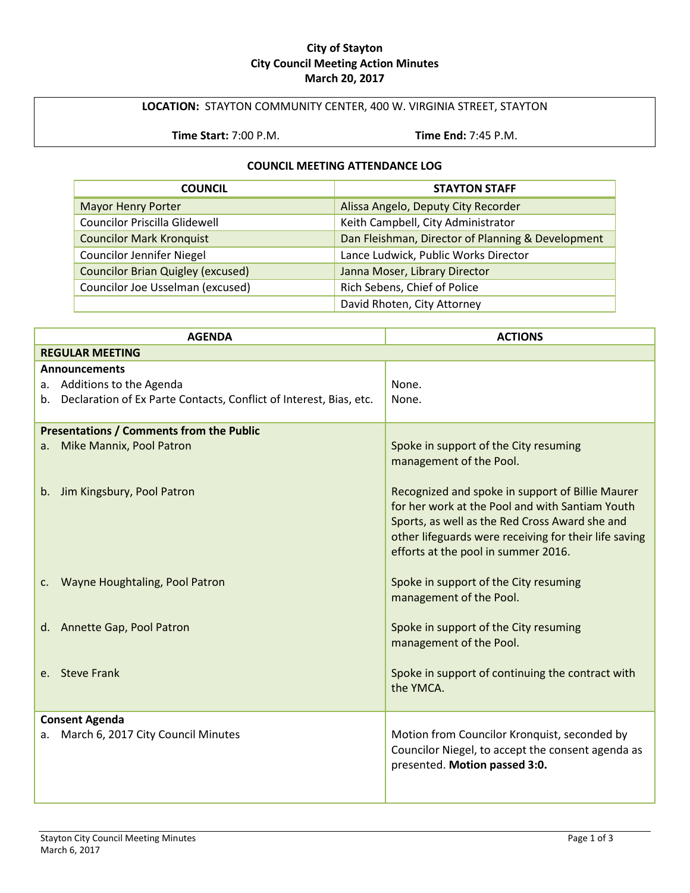**City of Stayton**
**City Council Meeting Action Minutes**
**March 20, 2017**

**LOCATION:** STAYTON COMMUNITY CENTER, 400 W. VIRGINIA STREET, STAYTON

**Time Start:** 7:00 P.M. **Time End:** 7:45 P.M.

**COUNCIL MEETING ATTENDANCE LOG**

| COUNCIL | STAYTON STAFF |
|---|---|
| Mayor Henry Porter | Alissa Angelo, Deputy City Recorder |
| Councilor Priscilla Glidewell | Keith Campbell, City Administrator |
| Councilor Mark Kronquist | Dan Fleishman, Director of Planning & Development |
| Councilor Jennifer Niegel | Lance Ludwick, Public Works Director |
| Councilor Brian Quigley (excused) | Janna Moser, Library Director |
| Councilor Joe Usselman (excused) | Rich Sebens, Chief of Police |
| | David Rhoten, City Attorney |

| AGENDA | ACTIONS |
|---|---|
| **REGULAR MEETING** | |
| **Announcements** | |
| a. Additions to the Agenda | None. |
| b. Declaration of Ex Parte Contacts, Conflict of Interest, Bias, etc. | None. |
| **Presentations / Comments from the Public** | |
| a. Mike Mannix, Pool Patron | Spoke in support of the City resuming management of the Pool. |
| b. Jim Kingsbury, Pool Patron | Recognized and spoke in support of Billie Maurer for her work at the Pool and with Santiam Youth Sports, as well as the Red Cross Award she and other lifeguards were receiving for their life saving efforts at the pool in summer 2016. |
| c. Wayne Houghtaling, Pool Patron | Spoke in support of the City resuming management of the Pool. |
| d. Annette Gap, Pool Patron | Spoke in support of the City resuming management of the Pool. |
| e. Steve Frank | Spoke in support of continuing the contract with the YMCA. |
| **Consent Agenda** | |
| a. March 6, 2017 City Council Minutes | Motion from Councilor Kronquist, seconded by Councilor Niegel, to accept the consent agenda as presented. **Motion passed 3:0.** |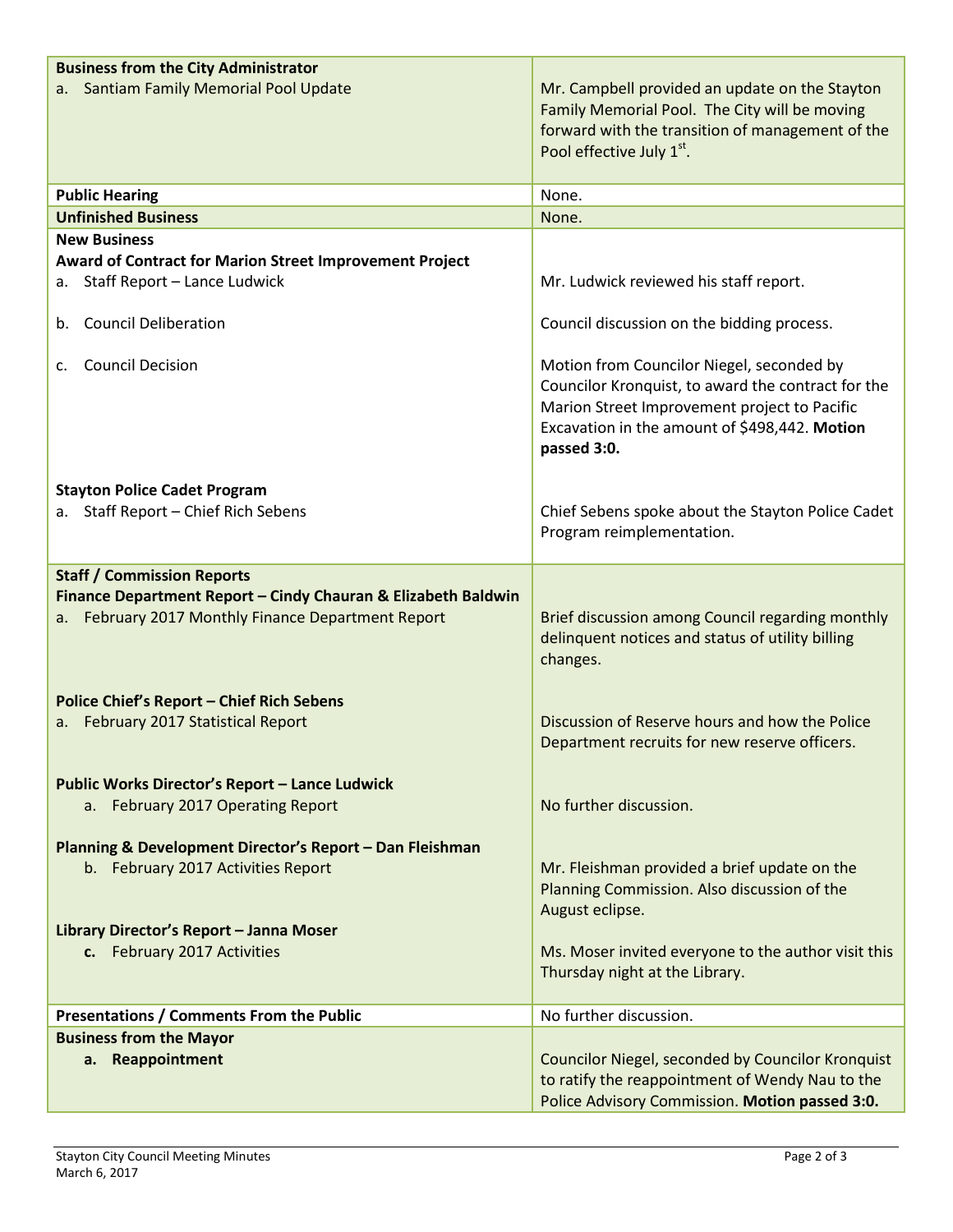| | |
|---|---|
| **Business from the City Administrator**<br>a. Santiam Family Memorial Pool Update | Mr. Campbell provided an update on the Stayton Family Memorial Pool. The City will be moving forward with the transition of management of the Pool effective July 1st. |
| **Public Hearing** | None. |
| **Unfinished Business** | None. |
| **New Business**<br>**Award of Contract for Marion Street Improvement Project**<br>a. Staff Report – Lance Ludwick | Mr. Ludwick reviewed his staff report. |
| b. Council Deliberation | Council discussion on the bidding process. |
| c. Council Decision | Motion from Councilor Niegel, seconded by Councilor Kronquist, to award the contract for the Marion Street Improvement project to Pacific Excavation in the amount of $498,442. **Motion passed 3:0.** |
| **Stayton Police Cadet Program**<br>a. Staff Report – Chief Rich Sebens | Chief Sebens spoke about the Stayton Police Cadet Program reimplementation. |
| **Staff / Commission Reports**<br>**Finance Department Report – Cindy Chauran & Elizabeth Baldwin**<br>a. February 2017 Monthly Finance Department Report | Brief discussion among Council regarding monthly delinquent notices and status of utility billing changes. |
| **Police Chief's Report – Chief Rich Sebens**<br>a. February 2017 Statistical Report | Discussion of Reserve hours and how the Police Department recruits for new reserve officers. |
| **Public Works Director's Report – Lance Ludwick**<br>a. February 2017 Operating Report | No further discussion. |
| **Planning & Development Director's Report – Dan Fleishman**<br>b. February 2017 Activities Report | Mr. Fleishman provided a brief update on the Planning Commission. Also discussion of the August eclipse. |
| **Library Director's Report – Janna Moser**<br>**c.** February 2017 Activities | Ms. Moser invited everyone to the author visit this Thursday night at the Library. |
| **Presentations / Comments From the Public** | No further discussion. |
| **Business from the Mayor**<br>**a. Reappointment** | Councilor Niegel, seconded by Councilor Kronquist to ratify the reappointment of Wendy Nau to the Police Advisory Commission. **Motion passed 3:0.** |

Stayton City Council Meeting Minutes
March 6, 2017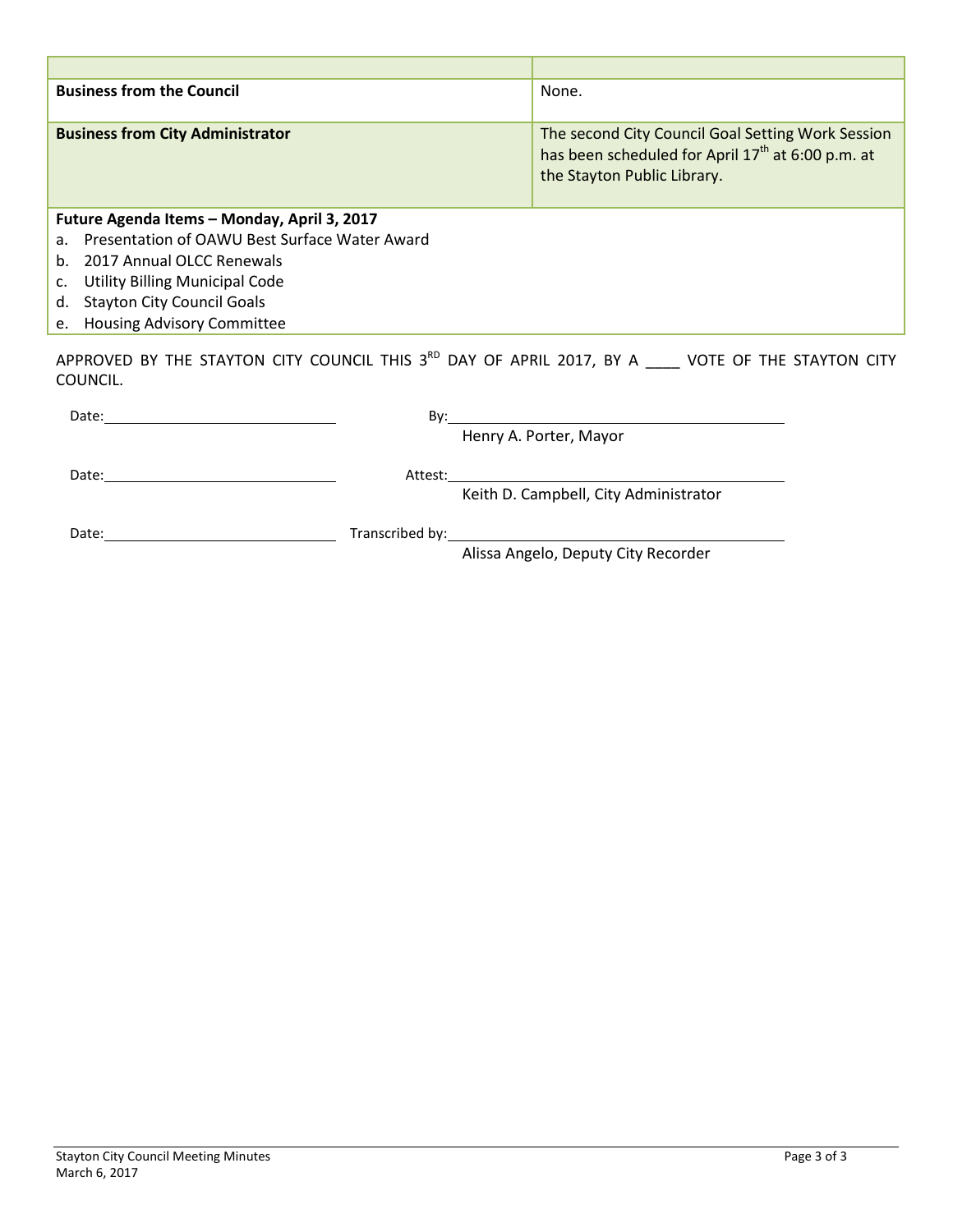| | |
|---|---|
| **Business from the Council** | None. |
| **Business from City Administrator** | The second City Council Goal Setting Work Session has been scheduled for April 17th at 6:00 p.m. at the Stayton Public Library. |

**Future Agenda Items – Monday, April 3, 2017**

a. Presentation of OAWU Best Surface Water Award
b. 2017 Annual OLCC Renewals
c. Utility Billing Municipal Code
d. Stayton City Council Goals
e. Housing Advisory Committee

APPROVED BY THE STAYTON CITY COUNCIL THIS 3RD DAY OF APRIL 2017, BY A ____ VOTE OF THE STAYTON CITY COUNCIL.

Date:______________________ By:______________________________
Henry A. Porter, Mayor

Date:______________________ Attest:______________________________
Keith D. Campbell, City Administrator

Date:______________________ Transcribed by:______________________________
Alissa Angelo, Deputy City Recorder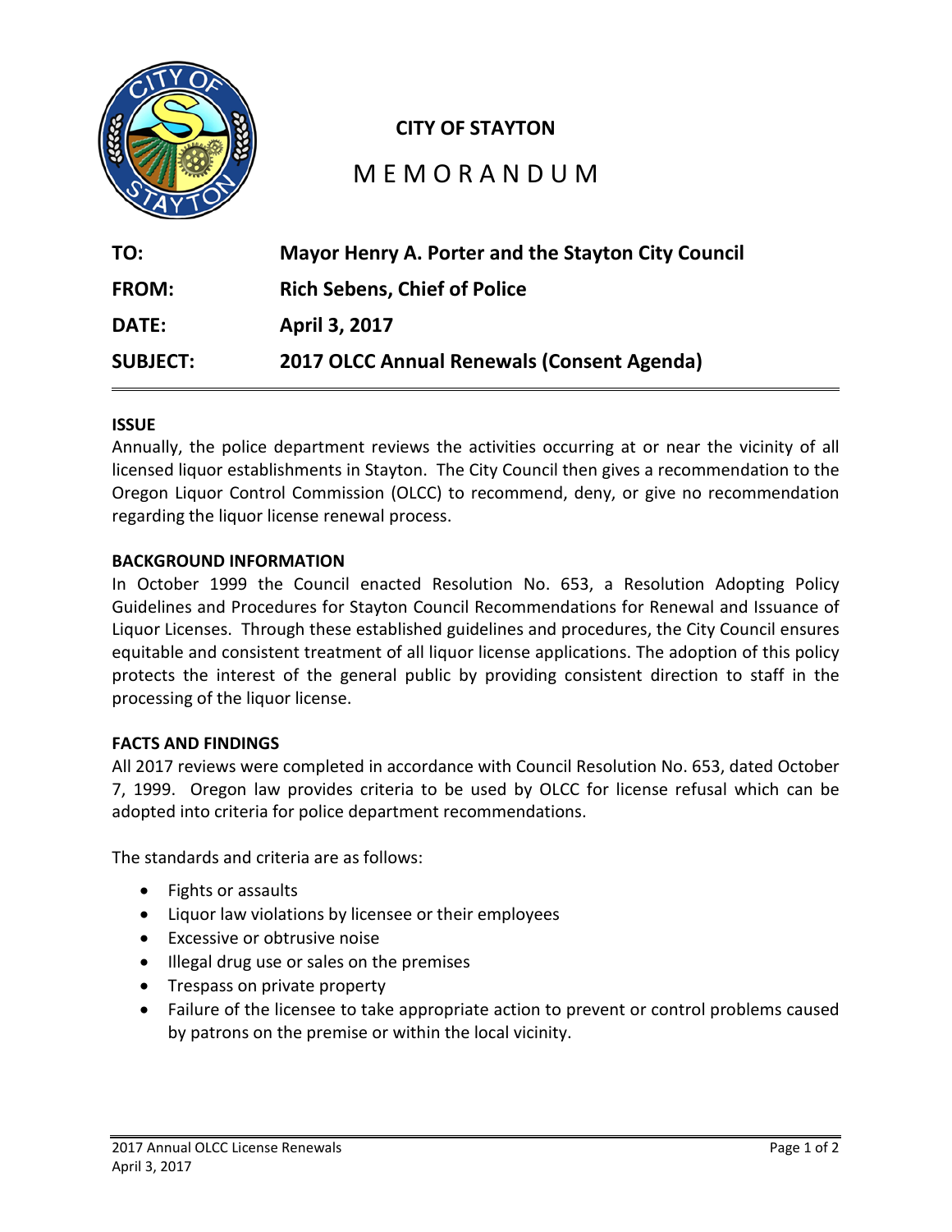**CITY OF STAYTON**

# MEMORANDUM

| | |
|---|---|
| **TO:** | **Mayor Henry A. Porter and the Stayton City Council** |
| **FROM:** | **Rich Sebens, Chief of Police** |
| **DATE:** | **April 3, 2017** |
| **SUBJECT:** | **2017 OLCC Annual Renewals (Consent Agenda)** |

## ISSUE

Annually, the police department reviews the activities occurring at or near the vicinity of all licensed liquor establishments in Stayton. The City Council then gives a recommendation to the Oregon Liquor Control Commission (OLCC) to recommend, deny, or give no recommendation regarding the liquor license renewal process.

## BACKGROUND INFORMATION

In October 1999 the Council enacted Resolution No. 653, a Resolution Adopting Policy Guidelines and Procedures for Stayton Council Recommendations for Renewal and Issuance of Liquor Licenses. Through these established guidelines and procedures, the City Council ensures equitable and consistent treatment of all liquor license applications. The adoption of this policy protects the interest of the general public by providing consistent direction to staff in the processing of the liquor license.

## FACTS AND FINDINGS

All 2017 reviews were completed in accordance with Council Resolution No. 653, dated October 7, 1999. Oregon law provides criteria to be used by OLCC for license refusal which can be adopted into criteria for police department recommendations.

The standards and criteria are as follows:

- Fights or assaults
- Liquor law violations by licensee or their employees
- Excessive or obtrusive noise
- Illegal drug use or sales on the premises
- Trespass on private property
- Failure of the licensee to take appropriate action to prevent or control problems caused by patrons on the premise or within the local vicinity.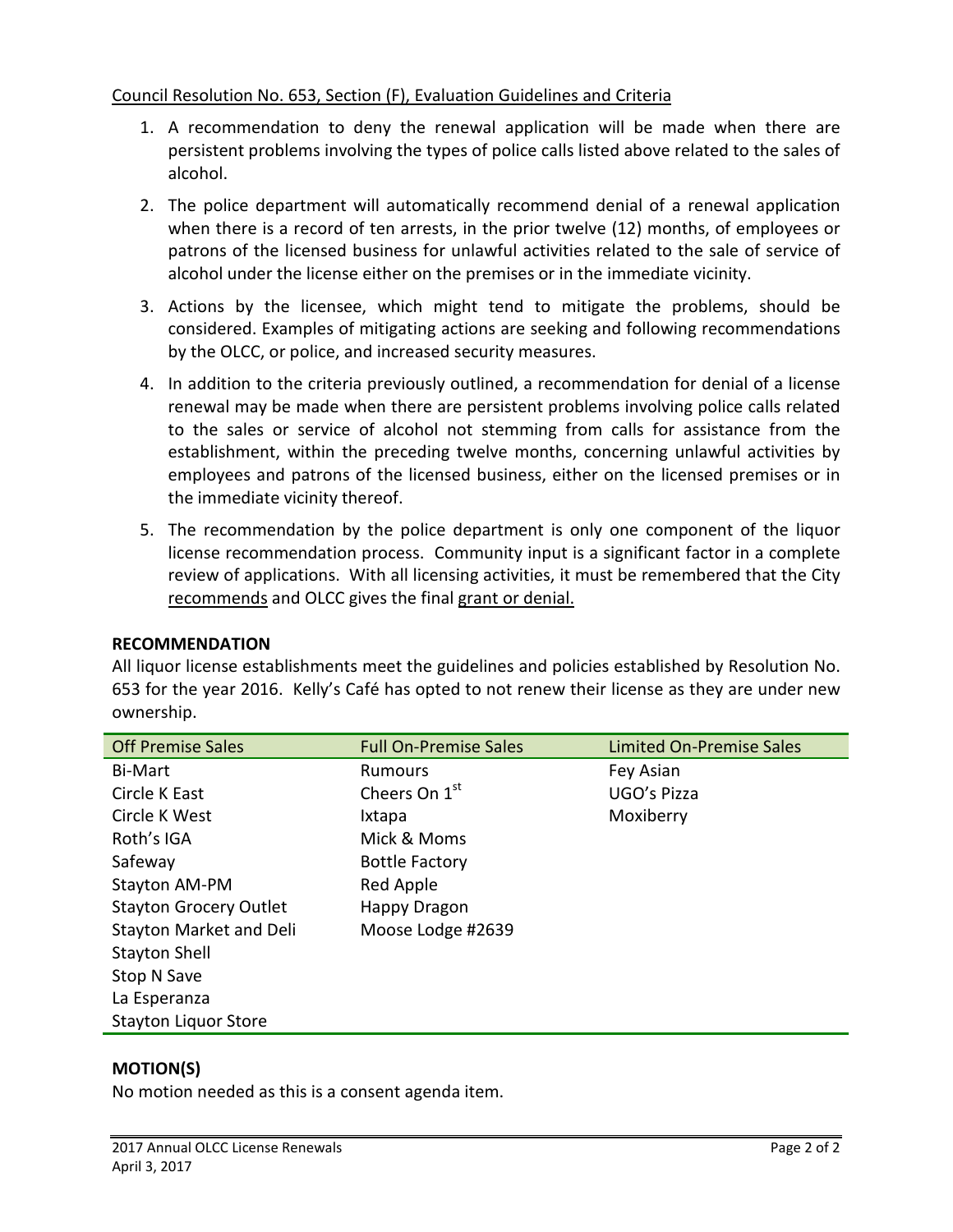Council Resolution No. 653, Section (F), Evaluation Guidelines and Criteria

1. A recommendation to deny the renewal application will be made when there are persistent problems involving the types of police calls listed above related to the sales of alcohol.
2. The police department will automatically recommend denial of a renewal application when there is a record of ten arrests, in the prior twelve (12) months, of employees or patrons of the licensed business for unlawful activities related to the sale of service of alcohol under the license either on the premises or in the immediate vicinity.
3. Actions by the licensee, which might tend to mitigate the problems, should be considered. Examples of mitigating actions are seeking and following recommendations by the OLCC, or police, and increased security measures.
4. In addition to the criteria previously outlined, a recommendation for denial of a license renewal may be made when there are persistent problems involving police calls related to the sales or service of alcohol not stemming from calls for assistance from the establishment, within the preceding twelve months, concerning unlawful activities by employees and patrons of the licensed business, either on the licensed premises or in the immediate vicinity thereof.
5. The recommendation by the police department is only one component of the liquor license recommendation process. Community input is a significant factor in a complete review of applications. With all licensing activities, it must be remembered that the City recommends and OLCC gives the final grant or denial.

**RECOMMENDATION**

All liquor license establishments meet the guidelines and policies established by Resolution No. 653 for the year 2016. Kelly's Café has opted to not renew their license as they are under new ownership.

| Off Premise Sales | Full On-Premise Sales | Limited On-Premise Sales |
|---|---|---|
| Bi-Mart | Rumours | Fey Asian |
| Circle K East | Cheers On 1st | UGO's Pizza |
| Circle K West | Ixtapa | Moxiberry |
| Roth's IGA | Mick & Moms | |
| Safeway | Bottle Factory | |
| Stayton AM-PM | Red Apple | |
| Stayton Grocery Outlet | Happy Dragon | |
| Stayton Market and Deli | Moose Lodge #2639 | |
| Stayton Shell | | |
| Stop N Save | | |
| La Esperanza | | |
| Stayton Liquor Store | | |

**MOTION(S)**

No motion needed as this is a consent agenda item.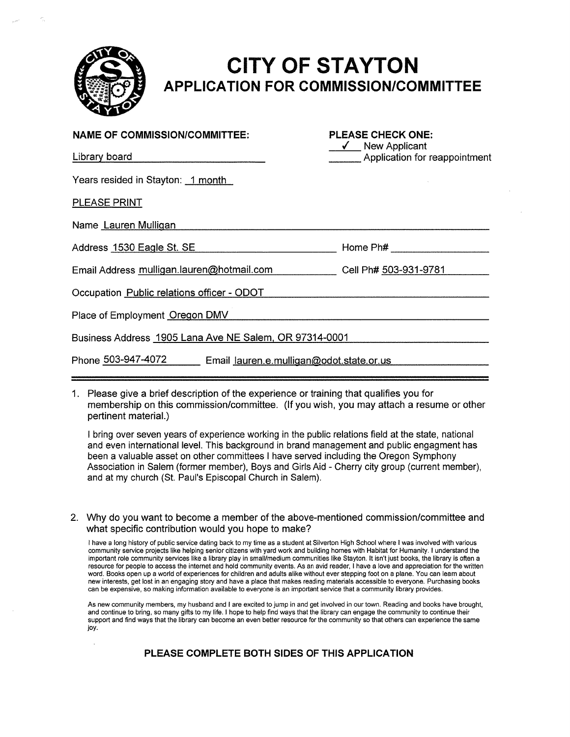# CITY OF STAYTON

## APPLICATION FOR COMMISSION/COMMITTEE

**NAME OF COMMISSION/COMMITTEE:** Library board

**PLEASE CHECK ONE:**
✓ New Applicant
\_\_\_\_\_\_ Application for reappointment

Years resided in Stayton: 1 month

PLEASE PRINT

Name Lauren Mulligan

Address 1530 Eagle St. SE    Home Ph#

Email Address mulligan.lauren@hotmail.com    Cell Ph# 503-931-9781

Occupation Public relations officer - ODOT

Place of Employment Oregon DMV

Business Address 1905 Lana Ave NE Salem, OR 97314-0001

Phone 503-947-4072    Email lauren.e.mulligan@odot.state.or.us

---

1. Please give a brief description of the experience or training that qualifies you for membership on this commission/committee. (If you wish, you may attach a resume or other pertinent material.)

   I bring over seven years of experience working in the public relations field at the state, national and even international level. This background in brand management and public engagment has been a valuable asset on other committees I have served including the Oregon Symphony Association in Salem (former member), Boys and Girls Aid - Cherry city group (current member), and at my church (St. Paul's Episcopal Church in Salem).

2. Why do you want to become a member of the above-mentioned commission/committee and what specific contribution would you hope to make?

   I have a long history of public service dating back to my time as a student at Silverton High School where I was involved with various community service projects like helping senior citizens with yard work and building homes with Habitat for Humanity. I understand the important role community services like a library play in small/medium communities like Stayton. It isn't just books, the library is often a resource for people to access the internet and hold community events. As an avid reader, I have a love and appreciation for the written word. Books open up a world of experiences for children and adults alike without ever stepping foot on a plane. You can learn about new interests, get lost in an engaging story and have a place that makes reading materials accessible to everyone. Purchasing books can be expensive, so making information available to everyone is an important service that a community library provides.

   As new community members, my husband and I are excited to jump in and get involved in our town. Reading and books have brought, and continue to bring, so many gifts to my life. I hope to help find ways that the library can engage the community to continue their support and find ways that the library can become an even better resource for the community so that others can experience the same joy.

**PLEASE COMPLETE BOTH SIDES OF THIS APPLICATION**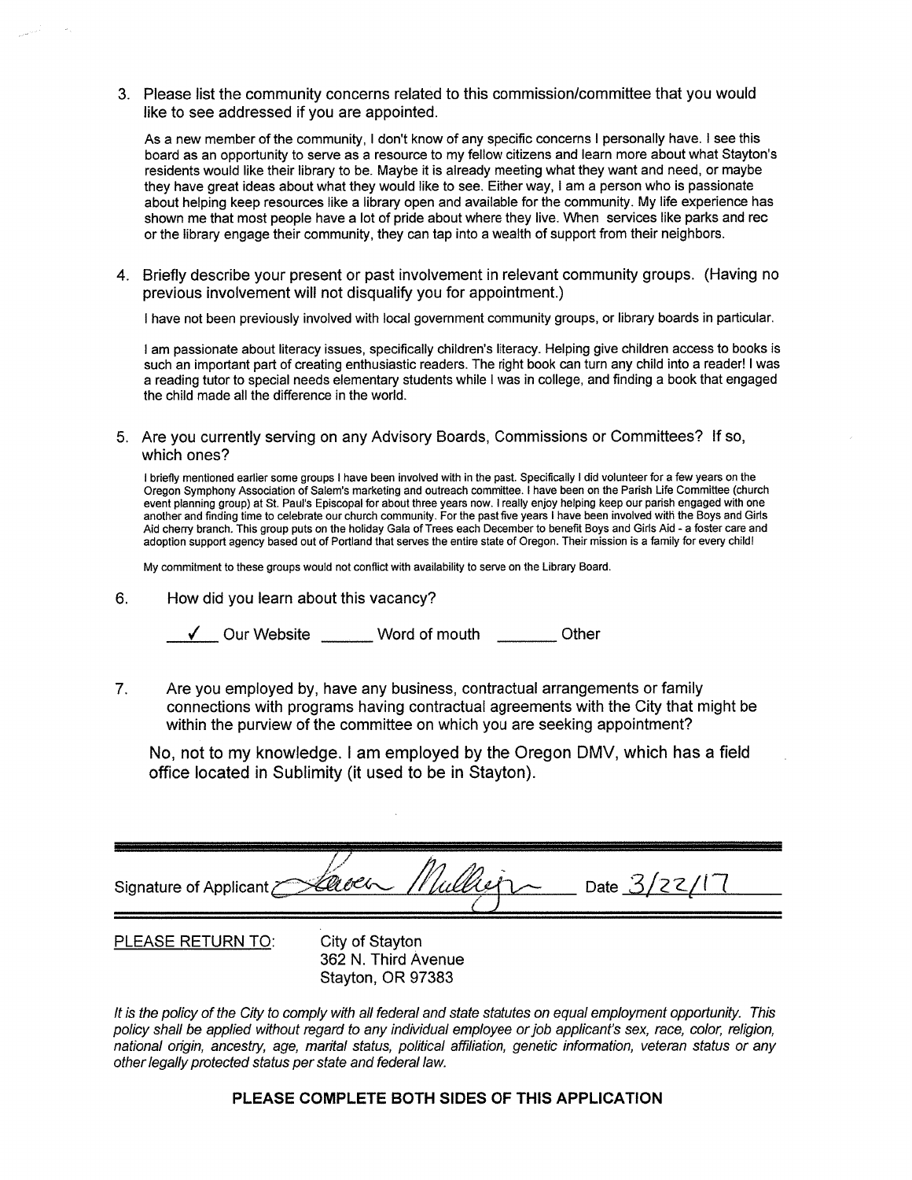3. Please list the community concerns related to this commission/committee that you would like to see addressed if you are appointed.

   As a new member of the community, I don't know of any specific concerns I personally have. I see this board as an opportunity to serve as a resource to my fellow citizens and learn more about what Stayton's residents would like their library to be. Maybe it is already meeting what they want and need, or maybe they have great ideas about what they would like to see. Either way, I am a person who is passionate about helping keep resources like a library open and available for the community. My life experience has shown me that most people have a lot of pride about where they live. When services like parks and rec or the library engage their community, they can tap into a wealth of support from their neighbors.

4. Briefly describe your present or past involvement in relevant community groups. (Having no previous involvement will not disqualify you for appointment.)

   I have not been previously involved with local government community groups, or library boards in particular.

   I am passionate about literacy issues, specifically children's literacy. Helping give children access to books is such an important part of creating enthusiastic readers. The right book can turn any child into a reader! I was a reading tutor to special needs elementary students while I was in college, and finding a book that engaged the child made all the difference in the world.

5. Are you currently serving on any Advisory Boards, Commissions or Committees? If so, which ones?

   I briefly mentioned earlier some groups I have been involved with in the past. Specifically I did volunteer for a few years on the Oregon Symphony Association of Salem's marketing and outreach committee. I have been on the Parish Life Committee (church event planning group) at St. Paul's Episcopal for about three years now. I really enjoy helping keep our parish engaged with one another and finding time to celebrate our church community. For the past five years I have been involved with the Boys and Girls Aid cherry branch. This group puts on the holiday Gala of Trees each December to benefit Boys and Girls Aid - a foster care and adoption support agency based out of Portland that serves the entire state of Oregon. Their mission is a family for every child!

   My commitment to these groups would not conflict with availability to serve on the Library Board.

6. How did you learn about this vacancy?

   __✓__ Our Website ______ Word of mouth _______ Other

7. Are you employed by, have any business, contractual arrangements or family connections with programs having contractual agreements with the City that might be within the purview of the committee on which you are seeking appointment?

   No, not to my knowledge. I am employed by the Oregon DMV, which has a field office located in Sublimity (it used to be in Stayton).

Signature of Applicant Lauren Mulligan Date 3/22/17

PLEASE RETURN TO: City of Stayton
362 N. Third Avenue
Stayton, OR 97383

*It is the policy of the City to comply with all federal and state statutes on equal employment opportunity. This policy shall be applied without regard to any individual employee or job applicant's sex, race, color, religion, national origin, ancestry, age, marital status, political affiliation, genetic information, veteran status or any other legally protected status per state and federal law.*

**PLEASE COMPLETE BOTH SIDES OF THIS APPLICATION**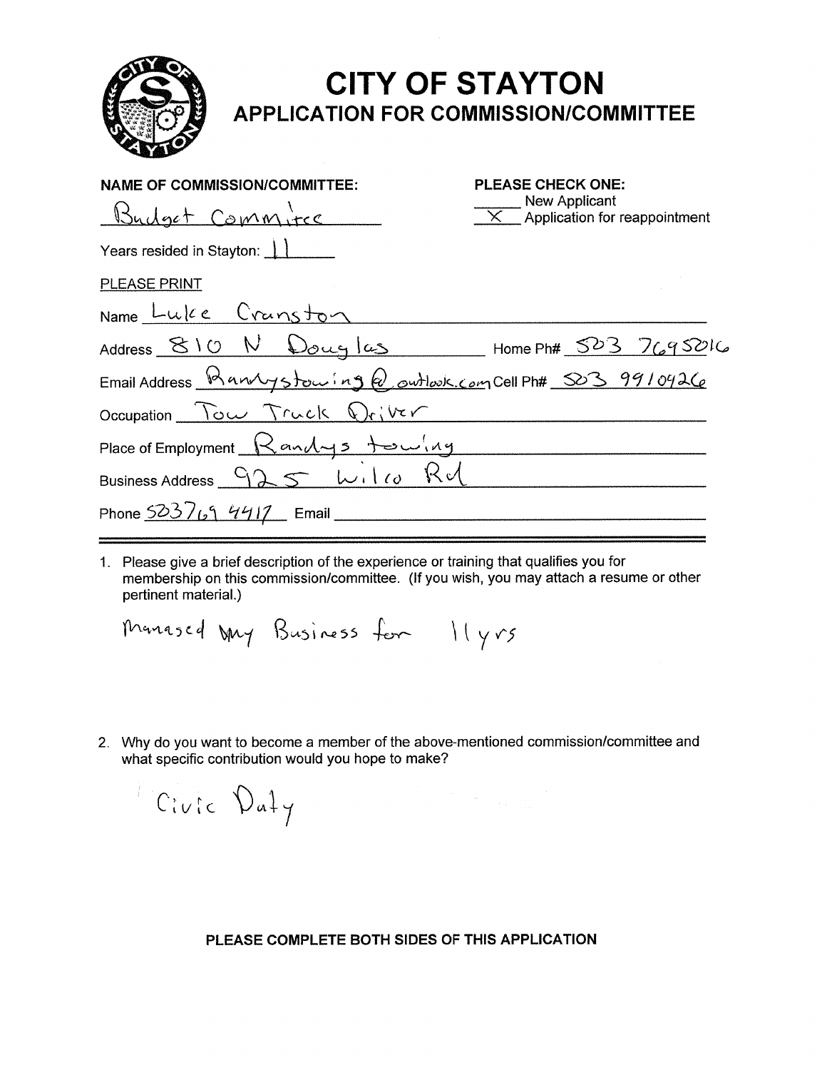# CITY OF STAYTON

## APPLICATION FOR COMMISSION/COMMITTEE

**NAME OF COMMISSION/COMMITTEE:** Budget Committee

**PLEASE CHECK ONE:**
- ____ New Applicant
- __X__ Application for reappointment

Years resided in Stayton: 11

PLEASE PRINT

Name: Luke Cranston

Address: 810 N Douglas Home Ph#: 503 7695016

Email Address: Randystowing@outlook.com Cell Ph#: 503 9910426

Occupation: Tow Truck Driver

Place of Employment: Randys towing

Business Address: 925 Wilco Rd

Phone: 5037694417 Email: ______

---

1. Please give a brief description of the experience or training that qualifies you for membership on this commission/committee. (If you wish, you may attach a resume or other pertinent material.)

   Managed my Business for 11yrs

2. Why do you want to become a member of the above-mentioned commission/committee and what specific contribution would you hope to make?

   Civic Duty

**PLEASE COMPLETE BOTH SIDES OF THIS APPLICATION**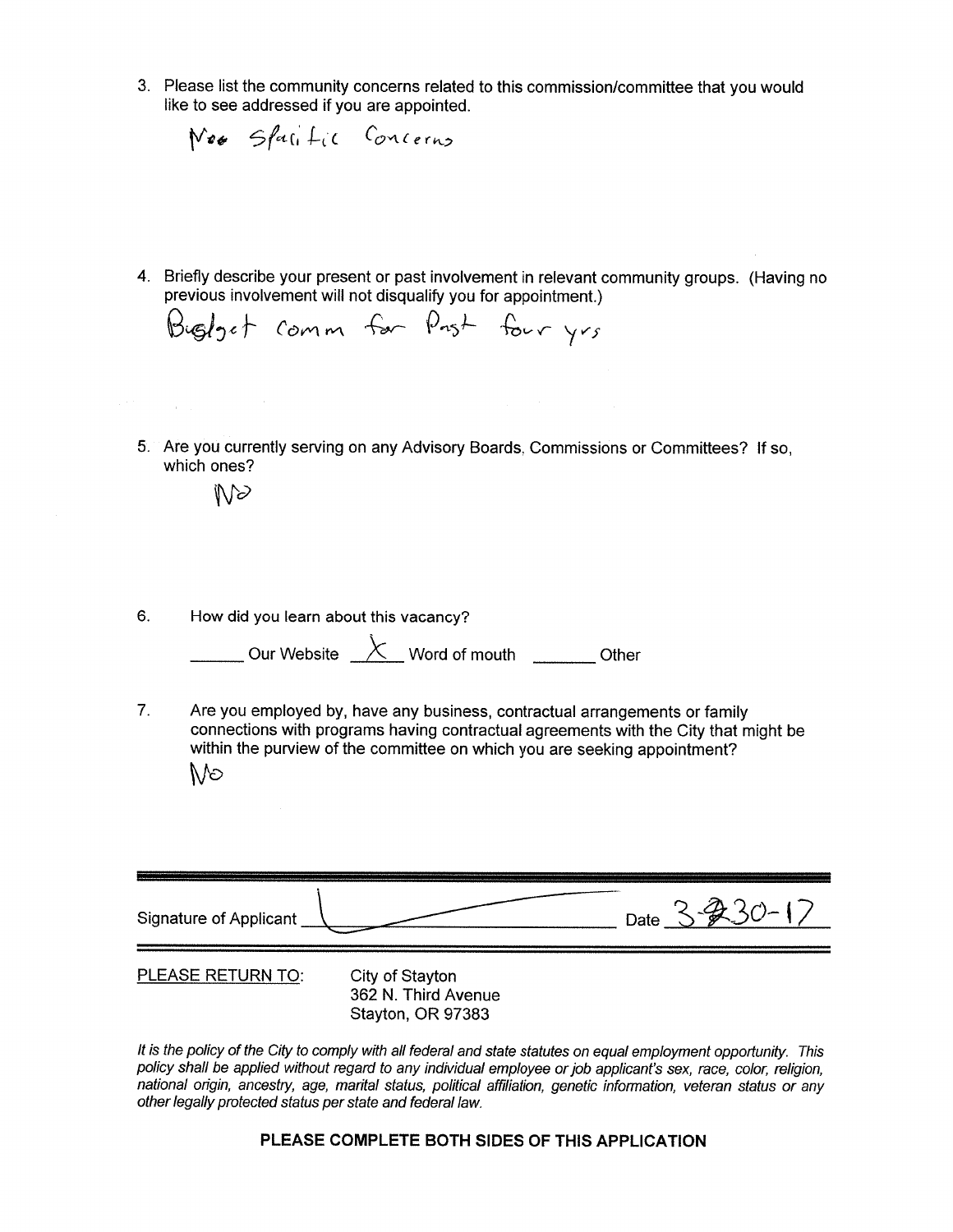3. Please list the community concerns related to this commission/committee that you would like to see addressed if you are appointed.

   No Specific Concerns

4. Briefly describe your present or past involvement in relevant community groups. (Having no previous involvement will not disqualify you for appointment.)

   Budget Comm for Past four yrs

5. Are you currently serving on any Advisory Boards, Commissions or Committees? If so, which ones?

   No

6. How did you learn about this vacancy?

   ______ Our Website __X__ Word of mouth ______ Other

7. Are you employed by, have any business, contractual arrangements or family connections with programs having contractual agreements with the City that might be within the purview of the committee on which you are seeking appointment?

   No

---

Signature of Applicant ______________________ Date 3-30-17

---

PLEASE RETURN TO:

City of Stayton
362 N. Third Avenue
Stayton, OR 97383

*It is the policy of the City to comply with all federal and state statutes on equal employment opportunity. This policy shall be applied without regard to any individual employee or job applicant's sex, race, color, religion, national origin, ancestry, age, marital status, political affiliation, genetic information, veteran status or any other legally protected status per state and federal law.*

**PLEASE COMPLETE BOTH SIDES OF THIS APPLICATION**